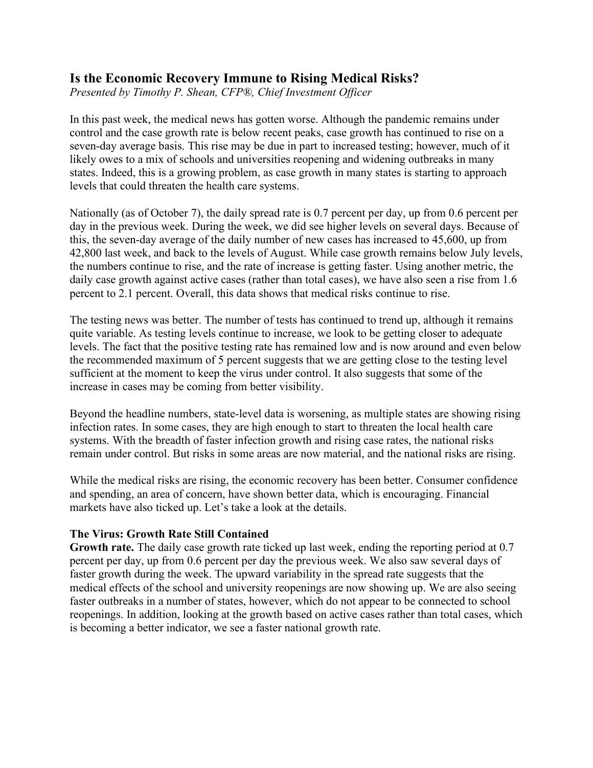# Is the Economic Recovery Immune to Rising Medical Risks?

*Presented by Timothy P. Shean, CFP®, Chief Investment Officer*

In this past week, the medical news has gotten worse. Although the pandemic remains under control and the case growth rate is below recent peaks, case growth has continued to rise on a seven-day average basis. This rise may be due in part to increased testing; however, much of it likely owes to a mix of schools and universities reopening and widening outbreaks in many states. Indeed, this is a growing problem, as case growth in many states is starting to approach levels that could threaten the health care systems.

Nationally (as of October 7), the daily spread rate is 0.7 percent per day, up from 0.6 percent per day in the previous week. During the week, we did see higher levels on several days. Because of this, the seven-day average of the daily number of new cases has increased to 45,600, up from 42,800 last week, and back to the levels of August. While case growth remains below July levels, the numbers continue to rise, and the rate of increase is getting faster. Using another metric, the daily case growth against active cases (rather than total cases), we have also seen a rise from 1.6 percent to 2.1 percent. Overall, this data shows that medical risks continue to rise.

The testing news was better. The number of tests has continued to trend up, although it remains quite variable. As testing levels continue to increase, we look to be getting closer to adequate levels. The fact that the positive testing rate has remained low and is now around and even below the recommended maximum of 5 percent suggests that we are getting close to the testing level sufficient at the moment to keep the virus under control. It also suggests that some of the increase in cases may be coming from better visibility.

Beyond the headline numbers, state-level data is worsening, as multiple states are showing rising infection rates. In some cases, they are high enough to start to threaten the local health care systems. With the breadth of faster infection growth and rising case rates, the national risks remain under control. But risks in some areas are now material, and the national risks are rising.

While the medical risks are rising, the economic recovery has been better. Consumer confidence and spending, an area of concern, have shown better data, which is encouraging. Financial markets have also ticked up. Let's take a look at the details.

## The Virus: Growth Rate Still Contained

**Growth rate.** The daily case growth rate ticked up last week, ending the reporting period at 0.7 percent per day, up from 0.6 percent per day the previous week. We also saw several days of faster growth during the week. The upward variability in the spread rate suggests that the medical effects of the school and university reopenings are now showing up. We are also seeing faster outbreaks in a number of states, however, which do not appear to be connected to school reopenings. In addition, looking at the growth based on active cases rather than total cases, which is becoming a better indicator, we see a faster national growth rate.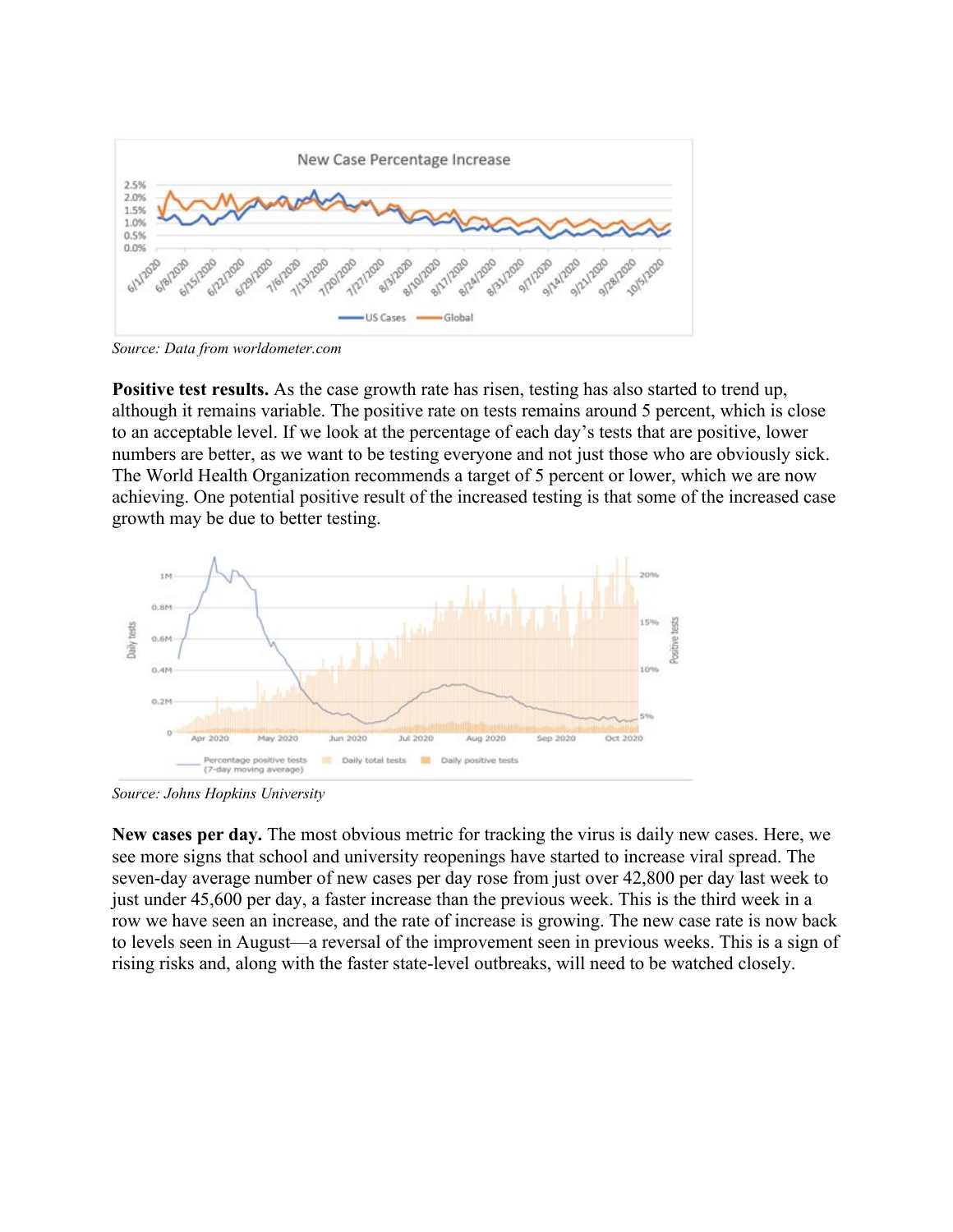Source: Data from worldometer.com

**Positive test results.** As the case growth rate has risen, testing has also started to trend up, although it remains variable. The positive rate on tests remains around 5 percent, which is close to an acceptable level. If we look at the percentage of each day's tests that are positive, lower numbers are better, as we want to be testing everyone and not just those who are obviously sick. The World Health Organization recommends a target of 5 percent or lower, which we are now achieving. One potential positive result of the increased testing is that some of the increased case growth may be due to better testing.

Source: Johns Hopkins University

**New cases per day.** The most obvious metric for tracking the virus is daily new cases. Here, we see more signs that school and university reopenings have started to increase viral spread. The seven-day average number of new cases per day rose from just over 42,800 per day last week to just under 45,600 per day, a faster increase than the previous week. This is the third week in a row we have seen an increase, and the rate of increase is growing. The new case rate is now back to levels seen in August—a reversal of the improvement seen in previous weeks. This is a sign of rising risks and, along with the faster state-level outbreaks, will need to be watched closely.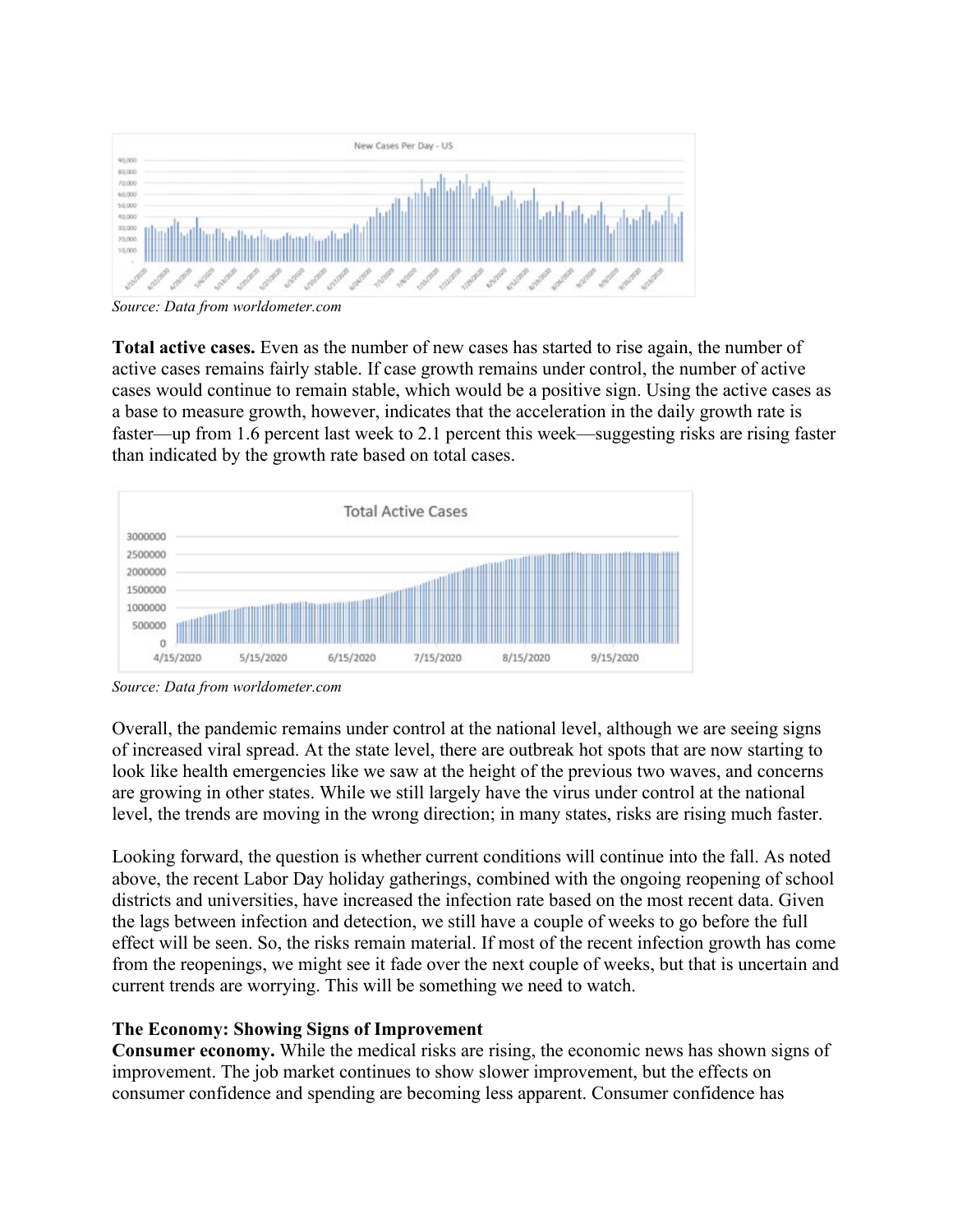Source: *Data from worldometer.com*

**Total active cases.** Even as the number of new cases has started to rise again, the number of active cases remains fairly stable. If case growth remains under control, the number of active cases would continue to remain stable, which would be a positive sign. Using the active cases as a base to measure growth, however, indicates that the acceleration in the daily growth rate is faster—up from 1.6 percent last week to 2.1 percent this week—suggesting risks are rising faster than indicated by the growth rate based on total cases.

Source: *Data from worldometer.com*

Overall, the pandemic remains under control at the national level, although we are seeing signs of increased viral spread. At the state level, there are outbreak hot spots that are now starting to look like health emergencies like we saw at the height of the previous two waves, and concerns are growing in other states. While we still largely have the virus under control at the national level, the trends are moving in the wrong direction; in many states, risks are rising much faster.

Looking forward, the question is whether current conditions will continue into the fall. As noted above, the recent Labor Day holiday gatherings, combined with the ongoing reopening of school districts and universities, have increased the infection rate based on the most recent data. Given the lags between infection and detection, we still have a couple of weeks to go before the full effect will be seen. So, the risks remain material. If most of the recent infection growth has come from the reopenings, we might see it fade over the next couple of weeks, but that is uncertain and current trends are worrying. This will be something we need to watch.

**The Economy: Showing Signs of Improvement**

**Consumer economy.** While the medical risks are rising, the economic news has shown signs of improvement. The job market continues to show slower improvement, but the effects on consumer confidence and spending are becoming less apparent. Consumer confidence has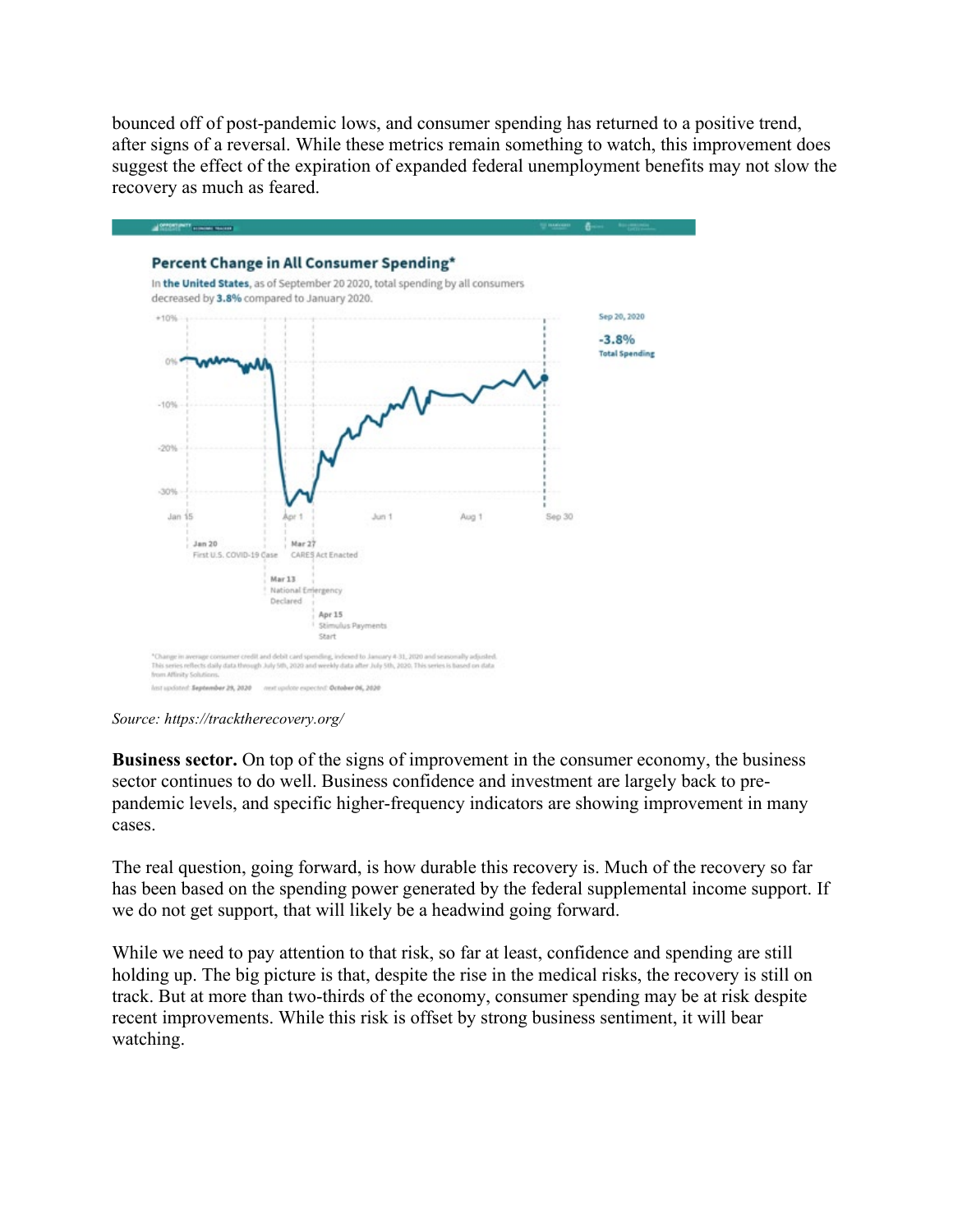bounced off of post-pandemic lows, and consumer spending has returned to a positive trend, after signs of a reversal. While these metrics remain something to watch, this improvement does suggest the effect of the expiration of expanded federal unemployment benefits may not slow the recovery as much as feared.

*Source: https://tracktherecovery.org/*

**Business sector.** On top of the signs of improvement in the consumer economy, the business sector continues to do well. Business confidence and investment are largely back to pre-pandemic levels, and specific higher-frequency indicators are showing improvement in many cases.

The real question, going forward, is how durable this recovery is. Much of the recovery so far has been based on the spending power generated by the federal supplemental income support. If we do not get support, that will likely be a headwind going forward.

While we need to pay attention to that risk, so far at least, confidence and spending are still holding up. The big picture is that, despite the rise in the medical risks, the recovery is still on track. But at more than two-thirds of the economy, consumer spending may be at risk despite recent improvements. While this risk is offset by strong business sentiment, it will bear watching.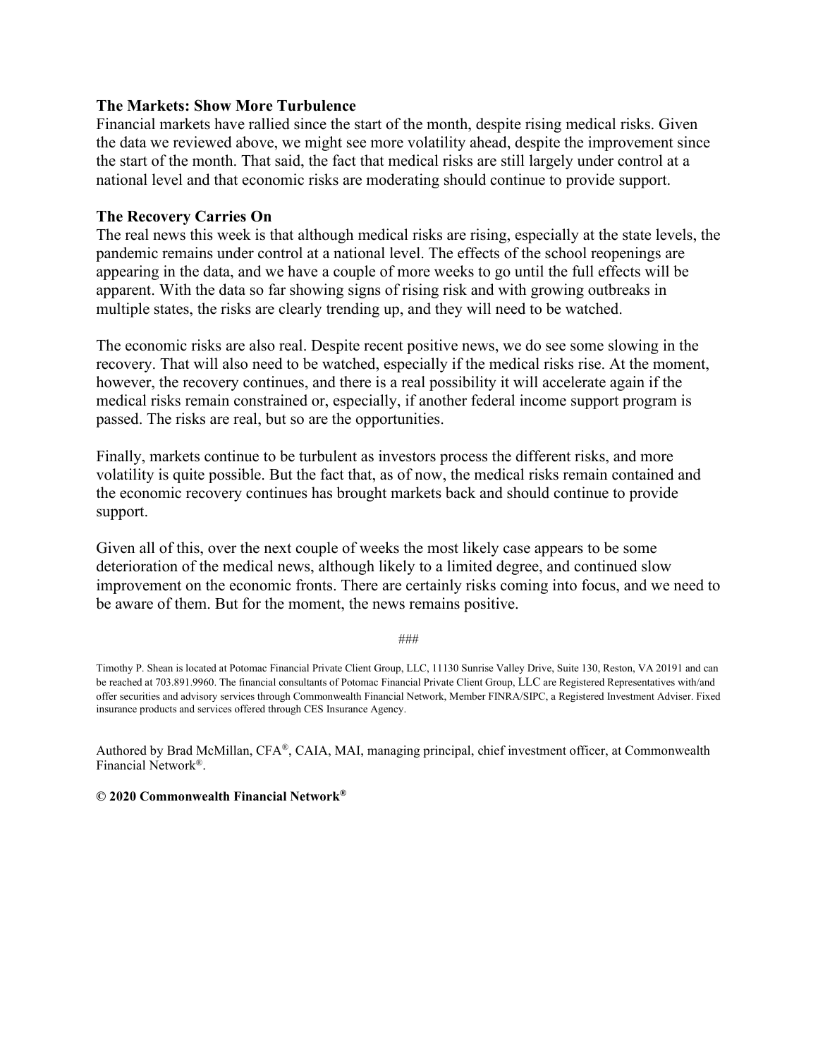**The Markets: Show More Turbulence**

Financial markets have rallied since the start of the month, despite rising medical risks. Given the data we reviewed above, we might see more volatility ahead, despite the improvement since the start of the month. That said, the fact that medical risks are still largely under control at a national level and that economic risks are moderating should continue to provide support.

**The Recovery Carries On**

The real news this week is that although medical risks are rising, especially at the state levels, the pandemic remains under control at a national level. The effects of the school reopenings are appearing in the data, and we have a couple of more weeks to go until the full effects will be apparent. With the data so far showing signs of rising risk and with growing outbreaks in multiple states, the risks are clearly trending up, and they will need to be watched.

The economic risks are also real. Despite recent positive news, we do see some slowing in the recovery. That will also need to be watched, especially if the medical risks rise. At the moment, however, the recovery continues, and there is a real possibility it will accelerate again if the medical risks remain constrained or, especially, if another federal income support program is passed. The risks are real, but so are the opportunities.

Finally, markets continue to be turbulent as investors process the different risks, and more volatility is quite possible. But the fact that, as of now, the medical risks remain contained and the economic recovery continues has brought markets back and should continue to provide support.

Given all of this, over the next couple of weeks the most likely case appears to be some deterioration of the medical news, although likely to a limited degree, and continued slow improvement on the economic fronts. There are certainly risks coming into focus, and we need to be aware of them. But for the moment, the news remains positive.

###

Timothy P. Shean is located at Potomac Financial Private Client Group, LLC, 11130 Sunrise Valley Drive, Suite 130, Reston, VA 20191 and can be reached at 703.891.9960. The financial consultants of Potomac Financial Private Client Group, LLC are Registered Representatives with/and offer securities and advisory services through Commonwealth Financial Network, Member FINRA/SIPC, a Registered Investment Adviser. Fixed insurance products and services offered through CES Insurance Agency.

Authored by Brad McMillan, CFA®, CAIA, MAI, managing principal, chief investment officer, at Commonwealth Financial Network®.

**© 2020 Commonwealth Financial Network®**